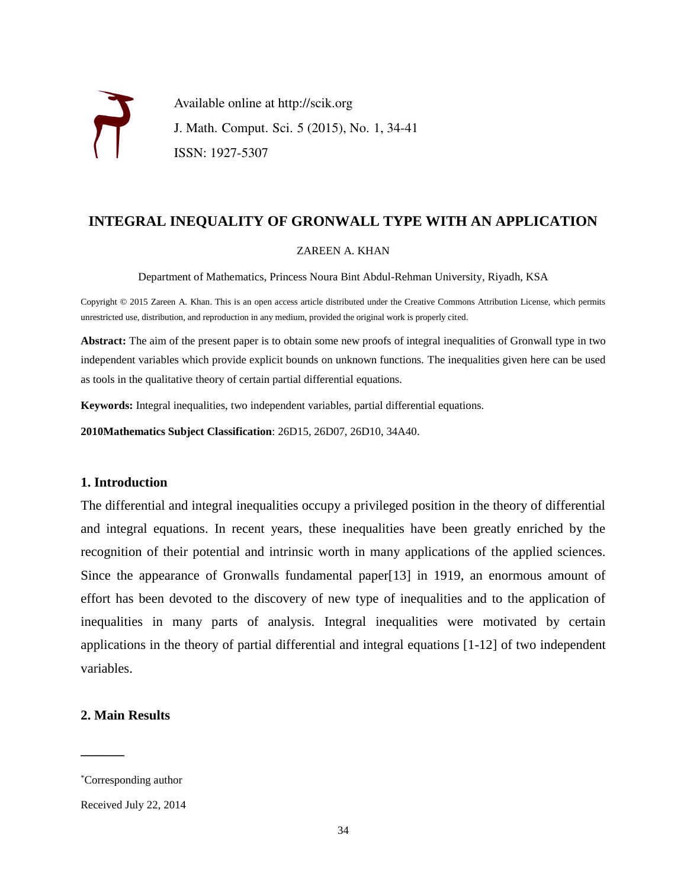Available online at http://scik.org
J. Math. Comput. Sci. 5 (2015), No. 1, 34-41
ISSN: 1927-5307

# INTEGRAL INEQUALITY OF GRONWALL TYPE WITH AN APPLICATION

ZAREEN A. KHAN

Department of Mathematics, Princess Noura Bint Abdul-Rehman University, Riyadh, KSA

Copyright © 2015 Zareen A. Khan. This is an open access article distributed under the Creative Commons Attribution License, which permits unrestricted use, distribution, and reproduction in any medium, provided the original work is properly cited.

**Abstract:** The aim of the present paper is to obtain some new proofs of integral inequalities of Gronwall type in two independent variables which provide explicit bounds on unknown functions. The inequalities given here can be used as tools in the qualitative theory of certain partial differential equations.

**Keywords:** Integral inequalities, two independent variables, partial differential equations.

**2010Mathematics Subject Classification**: 26D15, 26D07, 26D10, 34A40.

## 1. Introduction

The differential and integral inequalities occupy a privileged position in the theory of differential and integral equations. In recent years, these inequalities have been greatly enriched by the recognition of their potential and intrinsic worth in many applications of the applied sciences. Since the appearance of Gronwalls fundamental paper[13] in 1919, an enormous amount of effort has been devoted to the discovery of new type of inequalities and to the application of inequalities in many parts of analysis. Integral inequalities were motivated by certain applications in the theory of partial differential and integral equations [1-12] of two independent variables.

## 2. Main Results

---

*Corresponding author

Received July 22, 2014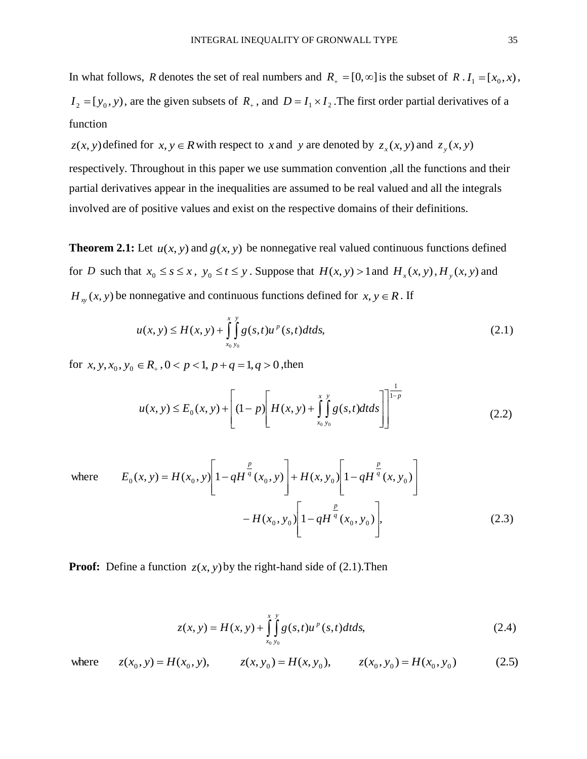In what follows, $R$ denotes the set of real numbers and $R_+ = [0,\infty]$ is the subset of $R$ . $I_1 = [x_0, x)$, $I_2 = [y_0, y)$, are the given subsets of $R_+$, and $D = I_1 \times I_2$ .The first order partial derivatives of a function

$z(x, y)$ defined for $x, y \in R$ with respect to $x$ and $y$ are denoted by $z_x(x, y)$ and $z_y(x, y)$ respectively. Throughout in this paper we use summation convention ,all the functions and their partial derivatives appear in the inequalities are assumed to be real valued and all the integrals involved are of positive values and exist on the respective domains of their definitions.

**Theorem 2.1:** Let $u(x, y)$ and $g(x, y)$ be nonnegative real valued continuous functions defined for $D$ such that $x_0 \le s \le x$, $y_0 \le t \le y$. Suppose that $H(x, y) > 1$ and $H_x(x, y)$, $H_y(x, y)$ and $H_{xy}(x, y)$ be nonnegative and continuous functions defined for $x, y \in R$. If

$$u(x, y) \le H(x, y) + \int_{x_0}^{x}\int_{y_0}^{y} g(s,t)u^p(s,t)dtds, \tag{2.1}$$

for $x, y, x_0, y_0 \in R_+$, $0 < p < 1$, $p + q = 1, q > 0$ ,then

$$u(x, y) \le E_0(x, y) + \left[(1-p)\left[H(x, y) + \int_{x_0}^{x}\int_{y_0}^{y} g(s,t)dtds\right]\right]^{\frac{1}{1-p}} \tag{2.2}$$

where
$$E_0(x, y) = H(x_0, y)\left[1 - qH^{\frac{p}{q}}(x_0, y)\right] + H(x, y_0)\left[1 - qH^{\frac{p}{q}}(x, y_0)\right] - H(x_0, y_0)\left[1 - qH^{\frac{p}{q}}(x_0, y_0)\right], \tag{2.3}$$

**Proof:** Define a function $z(x, y)$ by the right-hand side of (2.1).Then

$$z(x, y) = H(x, y) + \int_{x_0}^{x}\int_{y_0}^{y} g(s,t)u^p(s,t)dtds, \tag{2.4}$$

where $\quad z(x_0, y) = H(x_0, y), \qquad z(x, y_0) = H(x, y_0), \qquad z(x_0, y_0) = H(x_0, y_0) \qquad (2.5)$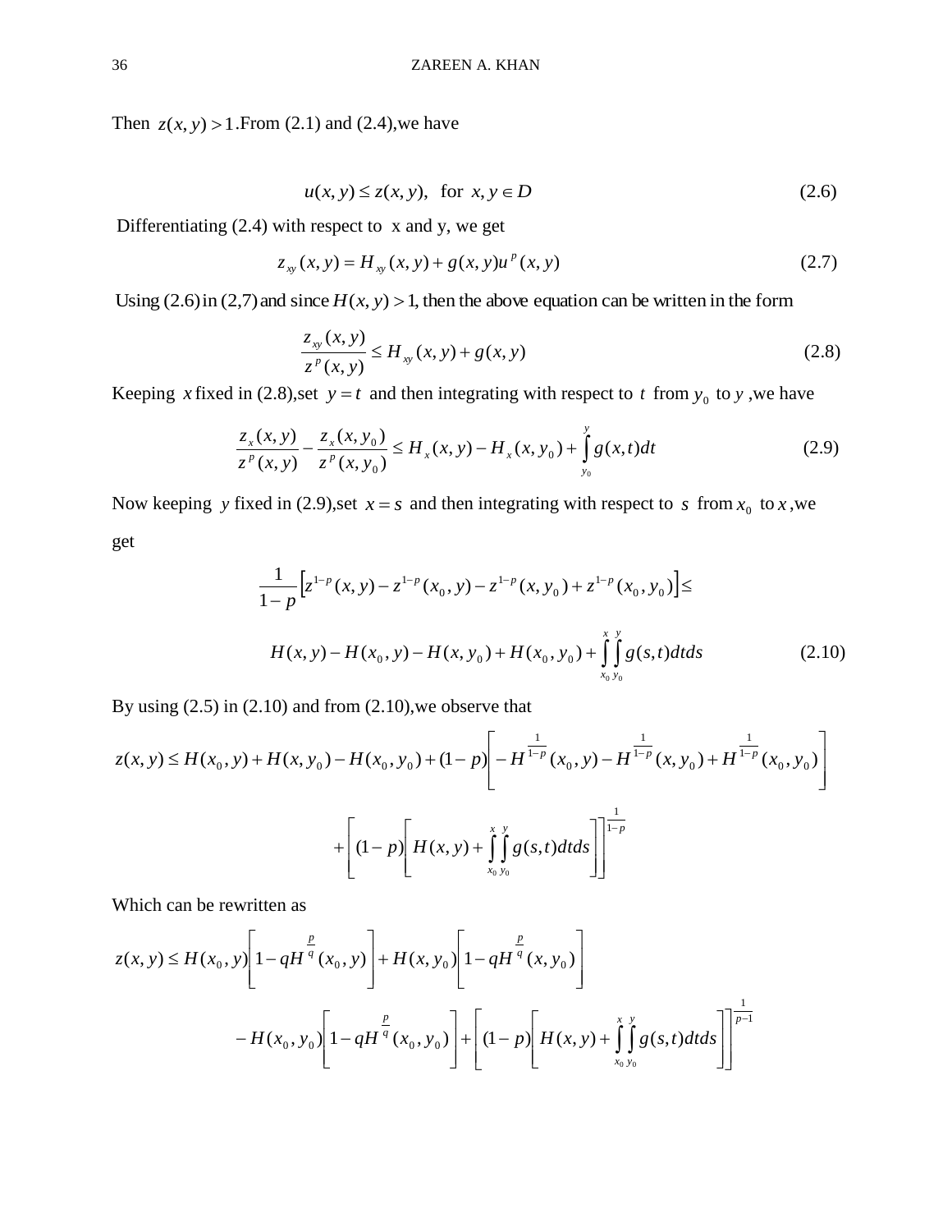Then $z(x,y) > 1$.From (2.1) and (2.4),we have

$$u(x,y) \le z(x,y), \quad \text{for } x,y \in D \tag{2.6}$$

Differentiating (2.4) with respect to x and y, we get

$$z_{xy}(x,y) = H_{xy}(x,y) + g(x,y)u^p(x,y) \tag{2.7}$$

Using (2.6) in (2,7) and since $H(x,y) > 1$, then the above equation can be written in the form

$$\frac{z_{xy}(x,y)}{z^p(x,y)} \le H_{xy}(x,y) + g(x,y) \tag{2.8}$$

Keeping $x$ fixed in (2.8),set $y = t$ and then integrating with respect to $t$ from $y_0$ to $y$ ,we have

$$\frac{z_x(x,y)}{z^p(x,y)} - \frac{z_x(x,y_0)}{z^p(x,y_0)} \le H_x(x,y) - H_x(x,y_0) + \int_{y_0}^{y} g(x,t)dt \tag{2.9}$$

Now keeping $y$ fixed in (2.9),set $x = s$ and then integrating with respect to $s$ from $x_0$ to $x$ ,we get

$$\frac{1}{1-p}\left[z^{1-p}(x,y) - z^{1-p}(x_0,y) - z^{1-p}(x,y_0) + z^{1-p}(x_0,y_0)\right] \le$$

$$H(x,y) - H(x_0,y) - H(x,y_0) + H(x_0,y_0) + \int_{x_0}^{x}\int_{y_0}^{y} g(s,t)dtds \tag{2.10}$$

By using (2.5) in (2.10) and from (2.10),we observe that

$$z(x,y) \le H(x_0,y) + H(x,y_0) - H(x_0,y_0) + (1-p)\left[-H^{\frac{1}{1-p}}(x_0,y) - H^{\frac{1}{1-p}}(x,y_0) + H^{\frac{1}{1-p}}(x_0,y_0)\right]$$

$$+\left[(1-p)\left[H(x,y) + \int_{x_0}^{x}\int_{y_0}^{y} g(s,t)dtds\right]\right]^{\frac{1}{1-p}}$$

Which can be rewritten as

$$z(x,y) \le H(x_0,y)\left[1 - qH^{\frac{p}{q}}(x_0,y)\right] + H(x,y_0)\left[1 - qH^{\frac{p}{q}}(x,y_0)\right]$$

$$-H(x_0,y_0)\left[1 - qH^{\frac{p}{q}}(x_0,y_0)\right] + \left[(1-p)\left[H(x,y) + \int_{x_0}^{x}\int_{y_0}^{y} g(s,t)dtds\right]\right]^{\frac{1}{p-1}}$$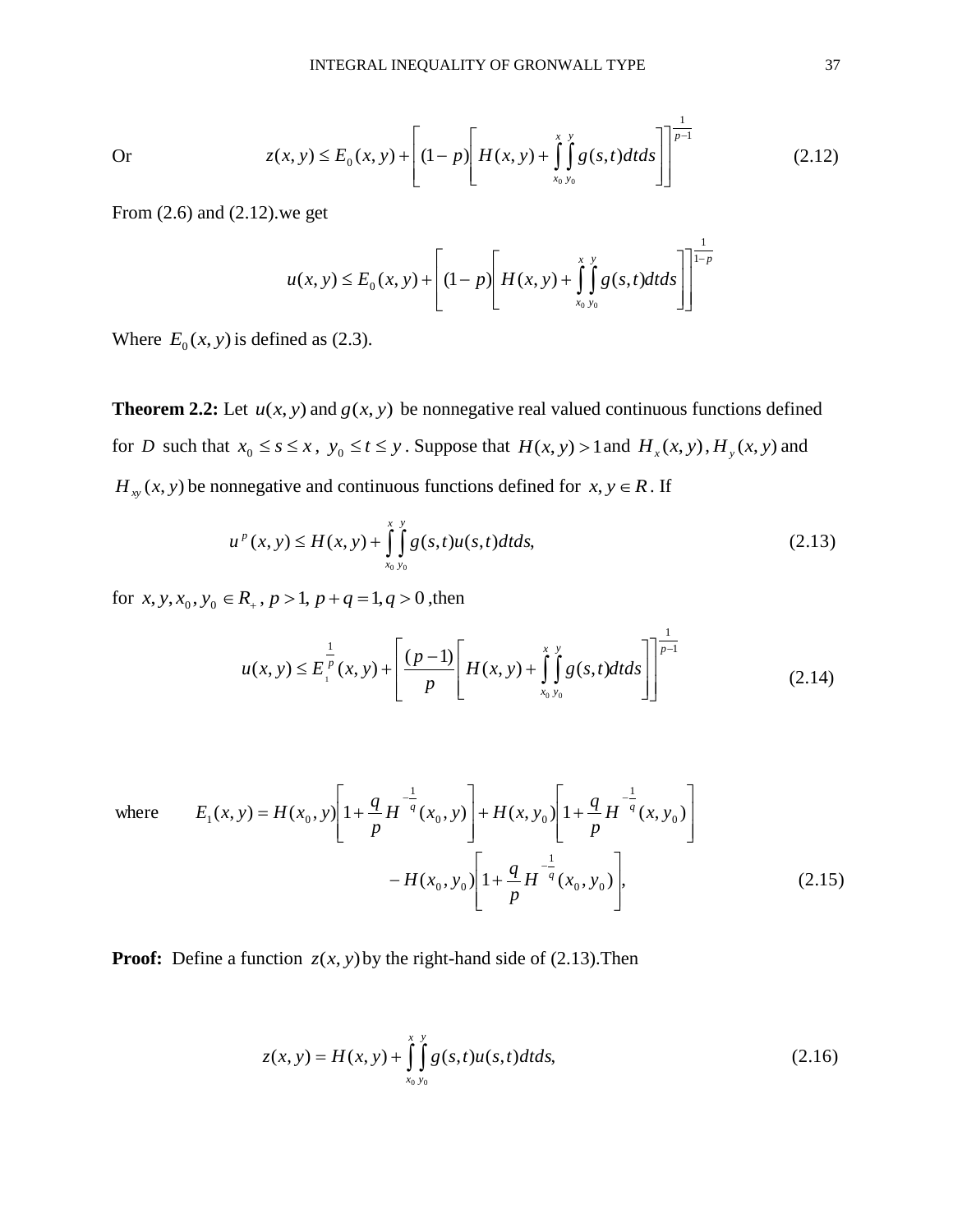Or
$$z(x,y) \le E_0(x,y) + \left[ (1-p)\left[ H(x,y) + \int_{x_0}^{x}\int_{y_0}^{y} g(s,t)dtds \right]\right]^{\frac{1}{p-1}} \tag{2.12}$$

From (2.6) and (2.12).we get

$$u(x,y) \le E_0(x,y) + \left[ (1-p)\left[ H(x,y) + \int_{x_0}^{x}\int_{y_0}^{y} g(s,t)dtds \right]\right]^{\frac{1}{1-p}}$$

Where $E_0(x,y)$ is defined as (2.3).

**Theorem 2.2:** Let $u(x,y)$ and $g(x,y)$ be nonnegative real valued continuous functions defined for $D$ such that $x_0 \le s \le x$, $y_0 \le t \le y$. Suppose that $H(x,y) > 1$ and $H_x(x,y)$, $H_y(x,y)$ and $H_{xy}(x,y)$ be nonnegative and continuous functions defined for $x, y \in R$. If

$$u^p(x,y) \le H(x,y) + \int_{x_0}^{x}\int_{y_0}^{y} g(s,t)u(s,t)dtds, \tag{2.13}$$

for $x, y, x_0, y_0 \in R_+$, $p > 1$, $p + q = 1, q > 0$ ,then

$$u(x,y) \le E_1^{\frac{1}{p}}(x,y) + \left[ \frac{(p-1)}{p}\left[ H(x,y) + \int_{x_0}^{x}\int_{y_0}^{y} g(s,t)dtds \right]\right]^{\frac{1}{p-1}} \tag{2.14}$$

where
$$E_1(x,y) = H(x_0,y)\left[1 + \frac{q}{p}H^{-\frac{1}{q}}(x_0,y)\right] + H(x,y_0)\left[1 + \frac{q}{p}H^{-\frac{1}{q}}(x,y_0)\right]$$
$$- H(x_0,y_0)\left[1 + \frac{q}{p}H^{-\frac{1}{q}}(x_0,y_0)\right], \tag{2.15}$$

**Proof:** Define a function $z(x,y)$ by the right-hand side of (2.13).Then

$$z(x,y) = H(x,y) + \int_{x_0}^{x}\int_{y_0}^{y} g(s,t)u(s,t)dtds, \tag{2.16}$$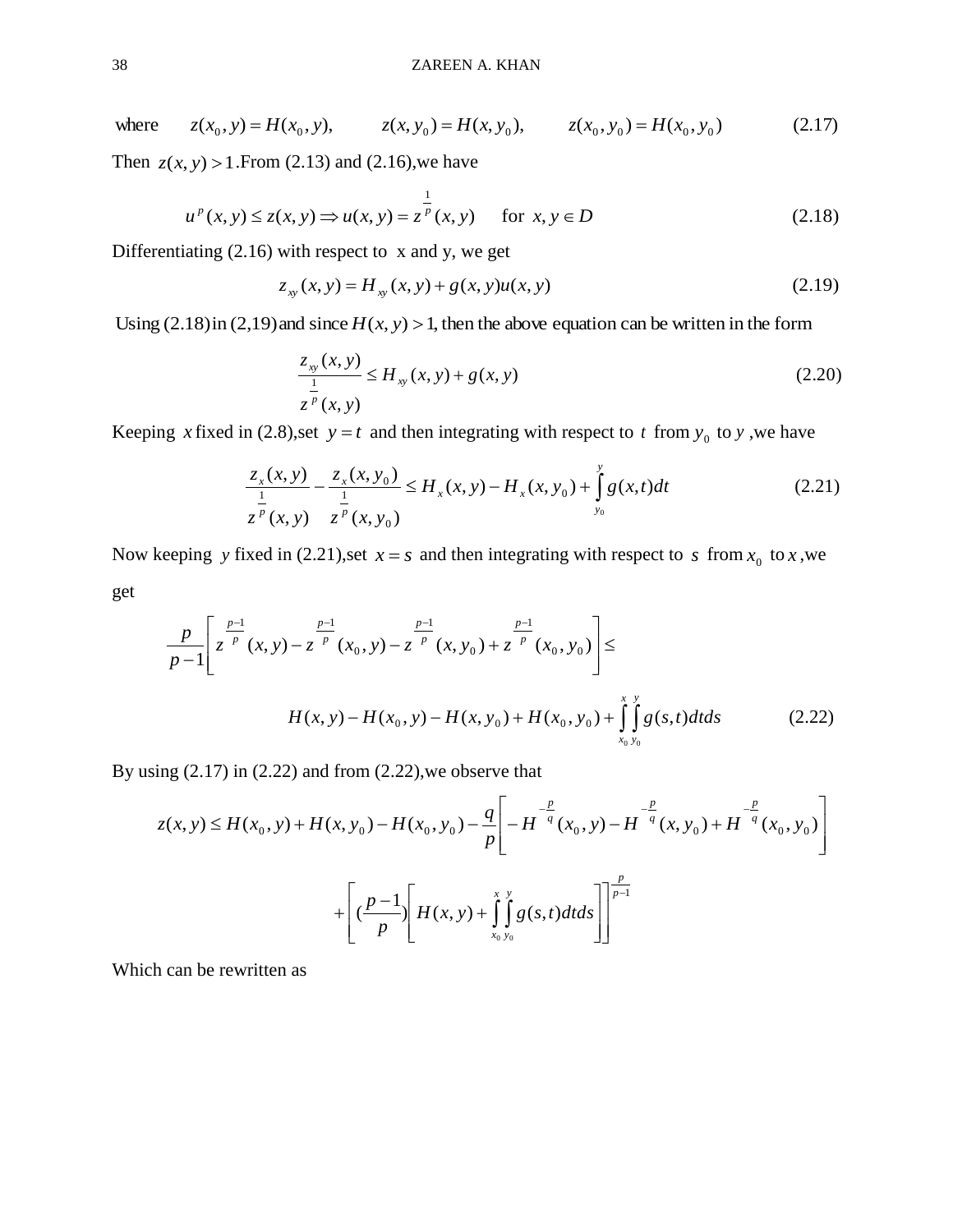where $\quad z(x_0, y) = H(x_0, y), \qquad z(x, y_0) = H(x, y_0), \qquad z(x_0, y_0) = H(x_0, y_0) \qquad$ (2.17)

Then $z(x, y) > 1$.From (2.13) and (2.16),we have

$$u^p(x, y) \le z(x, y) \Rightarrow u(x, y) = z^{\frac{1}{p}}(x, y) \quad \text{ for } x, y \in D \tag{2.18}$$

Differentiating (2.16) with respect to x and y, we get

$$z_{xy}(x, y) = H_{xy}(x, y) + g(x, y)u(x, y) \tag{2.19}$$

Using (2.18) in (2,19) and since $H(x, y) > 1$, then the above equation can be written in the form

$$\frac{z_{xy}(x, y)}{z^{\frac{1}{p}}(x, y)} \le H_{xy}(x, y) + g(x, y) \tag{2.20}$$

Keeping $x$ fixed in (2.8),set $y = t$ and then integrating with respect to $t$ from $y_0$ to $y$ ,we have

$$\frac{z_x(x, y)}{z^{\frac{1}{p}}(x, y)} - \frac{z_x(x, y_0)}{z^{\frac{1}{p}}(x, y_0)} \le H_x(x, y) - H_x(x, y_0) + \int_{y_0}^{y} g(x, t)dt \tag{2.21}$$

Now keeping $y$ fixed in (2.21),set $x = s$ and then integrating with respect to $s$ from $x_0$ to $x$ ,we get

$$\frac{p}{p-1}\left[ z^{\frac{p-1}{p}}(x, y) - z^{\frac{p-1}{p}}(x_0, y) - z^{\frac{p-1}{p}}(x, y_0) + z^{\frac{p-1}{p}}(x_0, y_0) \right] \le$$

$$H(x, y) - H(x_0, y) - H(x, y_0) + H(x_0, y_0) + \int_{x_0}^{x}\int_{y_0}^{y} g(s, t)dtds \tag{2.22}$$

By using (2.17) in (2.22) and from (2.22),we observe that

$$z(x, y) \le H(x_0, y) + H(x, y_0) - H(x_0, y_0) - \frac{q}{p}\left[ -H^{-\frac{p}{q}}(x_0, y) - H^{-\frac{p}{q}}(x, y_0) + H^{-\frac{p}{q}}(x_0, y_0) \right]$$

$$+\left[ (\frac{p-1}{p})\left[ H(x, y) + \int_{x_0}^{x}\int_{y_0}^{y} g(s, t)dtds \right] \right]^{\frac{p}{p-1}}$$

Which can be rewritten as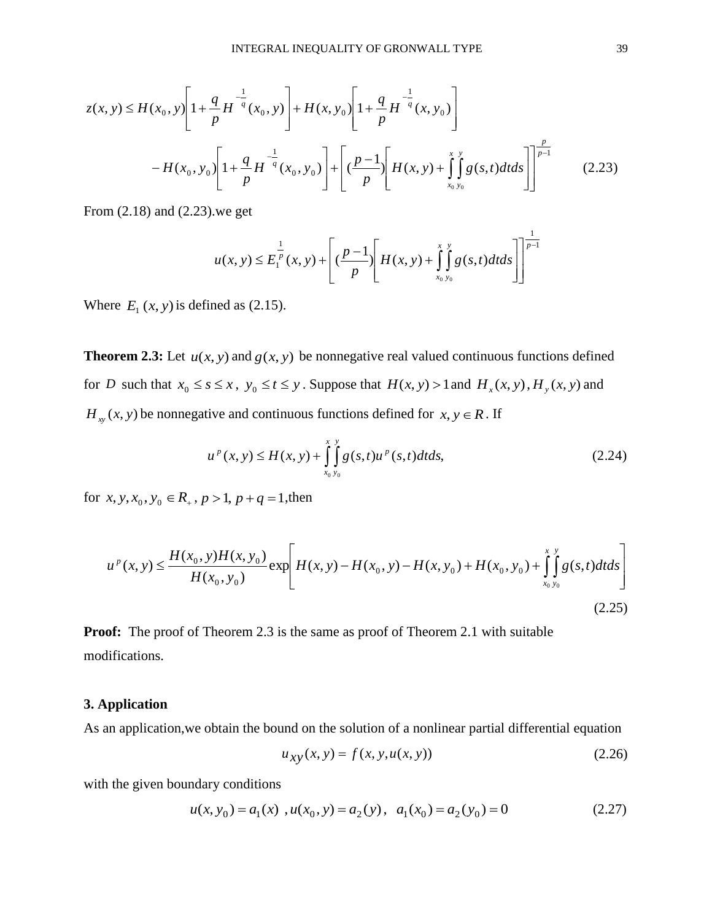$$z(x,y) \le H(x_0,y)\left[1+\frac{q}{p}H^{-\frac{1}{q}}(x_0,y)\right]+H(x,y_0)\left[1+\frac{q}{p}H^{-\frac{1}{q}}(x,y_0)\right]$$

$$-H(x_0,y_0)\left[1+\frac{q}{p}H^{-\frac{1}{q}}(x_0,y_0)\right]+\left[(\frac{p-1}{p})\left[H(x,y)+\int_{x_0}^{x}\int_{y_0}^{y}g(s,t)dtds\right]\right]^{\frac{p}{p-1}} \qquad (2.23)$$

From (2.18) and (2.23).we get

$$u(x,y) \le E_1^{\frac{1}{p}}(x,y)+\left[(\frac{p-1}{p})\left[H(x,y)+\int_{x_0}^{x}\int_{y_0}^{y}g(s,t)dtds\right]\right]^{\frac{1}{p-1}}$$

Where $E_1(x,y)$ is defined as (2.15).

**Theorem 2.3:** Let $u(x,y)$ and $g(x,y)$ be nonnegative real valued continuous functions defined for $D$ such that $x_0 \le s \le x$, $y_0 \le t \le y$. Suppose that $H(x,y) > 1$ and $H_x(x,y), H_y(x,y)$ and $H_{xy}(x,y)$ be nonnegative and continuous functions defined for $x,y \in R$. If

$$u^p(x,y) \le H(x,y)+\int_{x_0}^{x}\int_{y_0}^{y}g(s,t)u^p(s,t)dtds, \qquad (2.24)$$

for $x,y,x_0,y_0 \in R_+$, $p>1$, $p+q=1$,then

$$u^p(x,y) \le \frac{H(x_0,y)H(x,y_0)}{H(x_0,y_0)}\exp\left[H(x,y)-H(x_0,y)-H(x,y_0)+H(x_0,y_0)+\int_{x_0}^{x}\int_{y_0}^{y}g(s,t)dtds\right] \qquad (2.25)$$

**Proof:** The proof of Theorem 2.3 is the same as proof of Theorem 2.1 with suitable modifications.

**3. Application**

As an application,we obtain the bound on the solution of a nonlinear partial differential equation

$$u_{xy}(x,y) = f(x,y,u(x,y)) \qquad (2.26)$$

with the given boundary conditions

$$u(x,y_0)=a_1(x)\ ,u(x_0,y)=a_2(y),\ \ a_1(x_0)=a_2(y_0)=0 \qquad (2.27)$$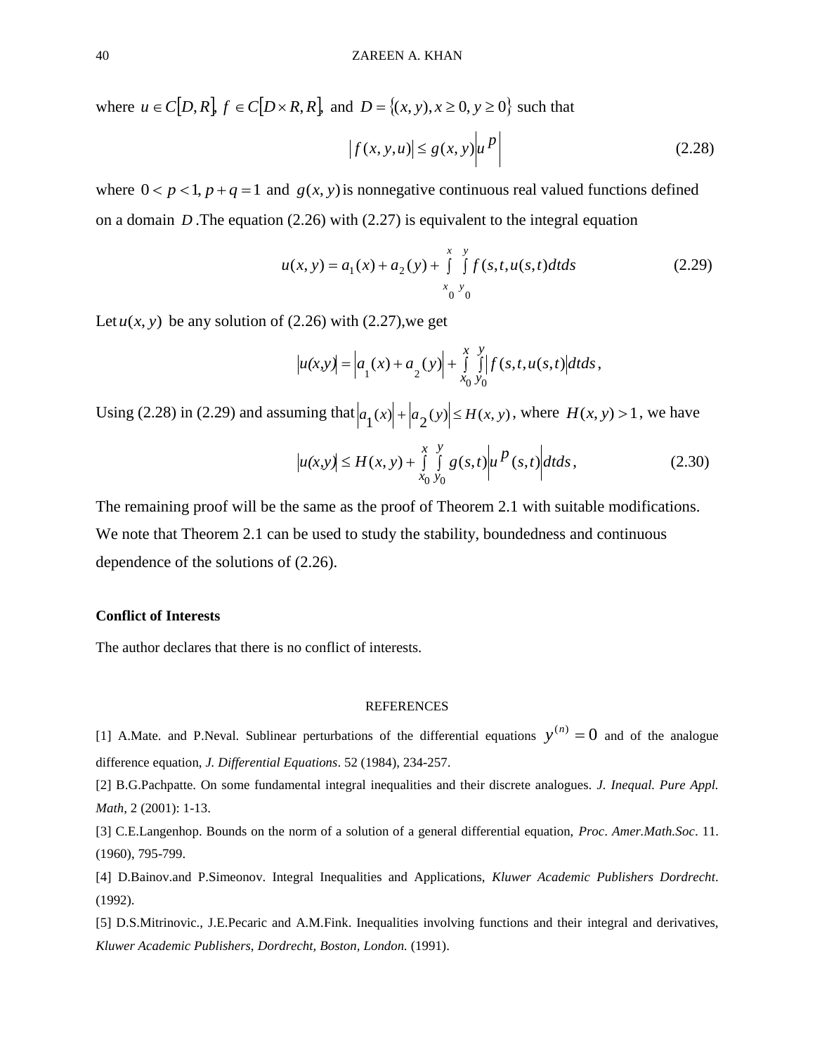where $u \in C[D, R]$, $f \in C[D \times R, R]$, and $D = \{(x, y), x \geq 0, y \geq 0\}$ such that

$$|f(x, y, u)| \leq g(x, y)\left|u^p\right| \tag{2.28}$$

where $0 < p < 1$, $p + q = 1$ and $g(x, y)$ is nonnegative continuous real valued functions defined on a domain $D$. The equation (2.26) with (2.27) is equivalent to the integral equation

$$u(x, y) = a_1(x) + a_2(y) + \int_{x_0}^{x} \int_{y_0}^{y} f(s, t, u(s, t)) dt ds \tag{2.29}$$

Let $u(x, y)$ be any solution of (2.26) with (2.27), we get

$$|u(x,y)| = \left|a_1(x) + a_2(y)\right| + \int_{x_0}^{x} \int_{y_0}^{y} \left|f(s, t, u(s, t)\right| dt ds,$$

Using (2.28) in (2.29) and assuming that $\left|a_1(x)\right| + \left|a_2(y)\right| \leq H(x, y)$, where $H(x, y) > 1$, we have

$$|u(x,y)| \leq H(x, y) + \int_{x_0}^{x} \int_{y_0}^{y} g(s, t)\left|u^p(s, t)\right| dt ds, \tag{2.30}$$

The remaining proof will be the same as the proof of Theorem 2.1 with suitable modifications. We note that Theorem 2.1 can be used to study the stability, boundedness and continuous dependence of the solutions of (2.26).

**Conflict of Interests**

The author declares that there is no conflict of interests.

## REFERENCES

[1] A.Mate. and P.Neval. Sublinear perturbations of the differential equations $y^{(n)} = 0$ and of the analogue difference equation, *J. Differential Equations*. 52 (1984), 234-257.

[2] B.G.Pachpatte. On some fundamental integral inequalities and their discrete analogues. *J. Inequal. Pure Appl. Math*, 2 (2001): 1-13.

[3] C.E.Langenhop. Bounds on the norm of a solution of a general differential equation, *Proc. Amer.Math.Soc*. 11. (1960), 795-799.

[4] D.Bainov.and P.Simeonov. Integral Inequalities and Applications, *Kluwer Academic Publishers Dordrecht*. (1992).

[5] D.S.Mitrinovic., J.E.Pecaric and A.M.Fink. Inequalities involving functions and their integral and derivatives, *Kluwer Academic Publishers, Dordrecht, Boston, London.* (1991).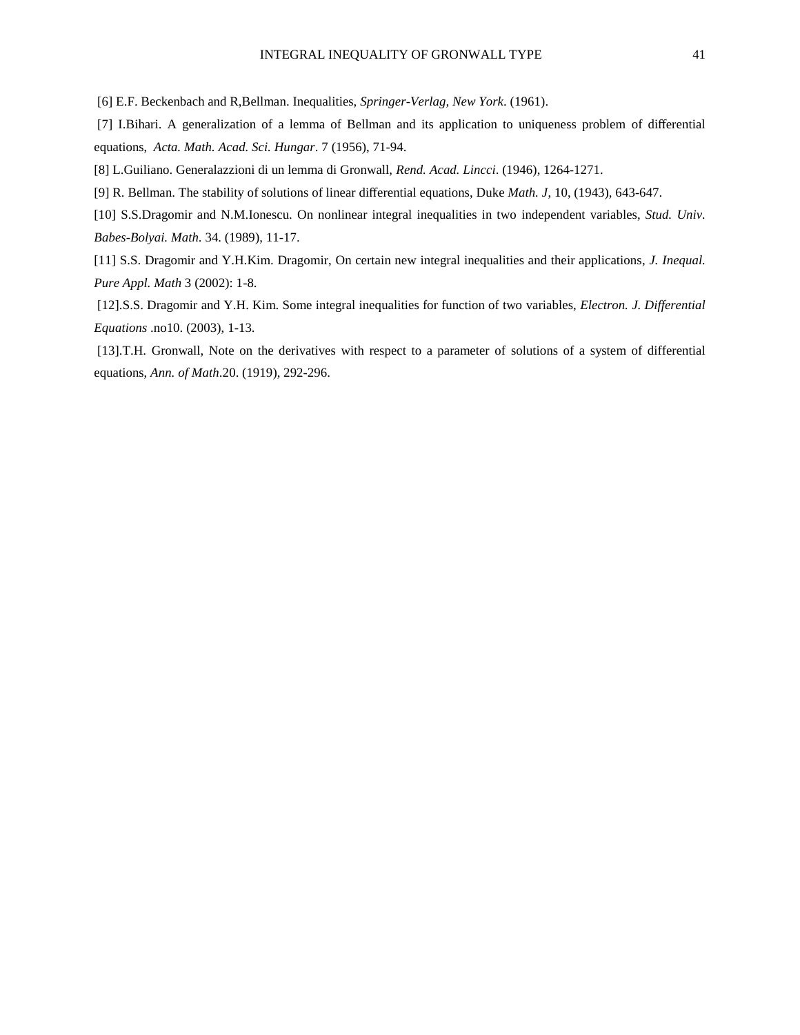[6] E.F. Beckenbach and R,Bellman. Inequalities, *Springer-Verlag, New York*. (1961).

[7] I.Bihari. A generalization of a lemma of Bellman and its application to uniqueness problem of differential equations, *Acta. Math. Acad. Sci. Hungar*. 7 (1956), 71-94.

[8] L.Guiliano. Generalazzioni di un lemma di Gronwall, *Rend. Acad. Lincci*. (1946), 1264-1271.

[9] R. Bellman. The stability of solutions of linear differential equations, Duke *Math. J*, 10, (1943), 643-647.

[10] S.S.Dragomir and N.M.Ionescu. On nonlinear integral inequalities in two independent variables, *Stud. Univ. Babes-Bolyai. Math*. 34. (1989), 11-17.

[11] S.S. Dragomir and Y.H.Kim. Dragomir, On certain new integral inequalities and their applications, *J. Inequal. Pure Appl. Math* 3 (2002): 1-8.

[12].S.S. Dragomir and Y.H. Kim. Some integral inequalities for function of two variables, *Electron. J. Differential Equations* .no10. (2003), 1-13.

[13].T.H. Gronwall, Note on the derivatives with respect to a parameter of solutions of a system of differential equations, *Ann. of Math*.20. (1919), 292-296.